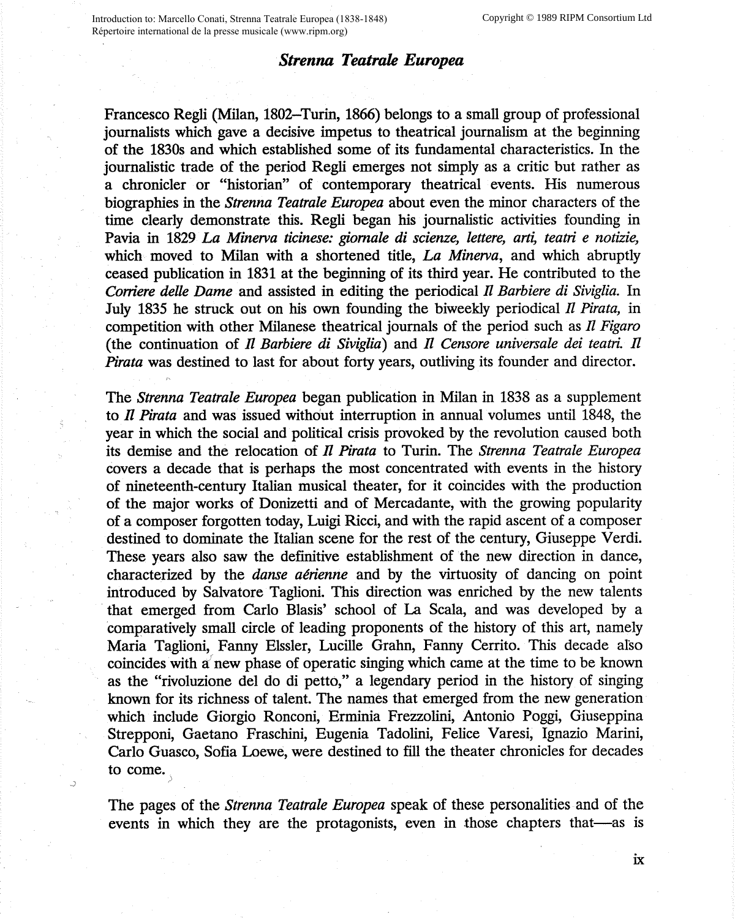# *Strenna Teatrale Europea*

Francesco Regli (Milan, 1802–Turin, 1866) belongs to a small group of professional journalists which gave a decisive impetus to theatrical journalism at the beginning of the 1830s and which established some of its fundamental characteristics. In the journalistic trade of the period Regli emerges not simply as a critic but rather as a chronicler or "historian" of contemporary theatrical events. His numerous biographies in the *Strenna Teatrale Europea* about even the minor characters of the time clearly demonstrate this. Regli began his journalistic activities founding in Pavia in 1829 *La Minerva ticinese: giornale di scienze, lettere, arti, teatri e notizie,* which moved to Milan with a shortened title, *La Minerva*, and which abruptly ceased publication in 1831 at the beginning of its third year. He contributed to the *Corriere delle Dame* and assisted in editing the periodical *Il Barbiere di Siviglia.* In July 1835 he struck out on his own founding the biweekly periodical *Il Pirata,* in competition with other Milanese theatrical journals of the period such as *Il Figaro* (the continuation of *Il Barbiere di Siviglia*) and *Il Censore universale dei teatri. Il Pirata* was destined to last for about forty years, outliving its founder and director.

The *Strenna Teatrale Europea* began publication in Milan in 1838 as a supplement to *Il Pirata* and was issued without interruption in annual volumes until 1848, the year in which the social and political crisis provoked by the revolution caused both its demise and the relocation of *Il Pirata* to Turin. The *Strenna Teatrale Europea* covers a decade that is perhaps the most concentrated with events in the history of nineteenth-century Italian musical theater, for it coincides with the production of the major works of Donizetti and of Mercadante, with the growing popularity of a composer forgotten today, Luigi Ricci, and with the rapid ascent of a composer destined to dominate the Italian scene for the rest of the century, Giuseppe Verdi. These years also saw the definitive establishment of the new direction in dance, characterized by the *danse aérienne* and by the virtuosity of dancing on point introduced by Salvatore Taglioni. This direction was enriched by the new talents that emerged from Carlo Blasis' school of La Scala, and was developed by a comparatively small circle of leading proponents of the history of this art, namely Maria Taglioni, Fanny Elssler, Lucille Grahn, Fanny Cerrito. This decade also coincides with a new phase of operatic singing which came at the time to be known as the "rivoluzione del do di petto," a legendary period in the history of singing known for its richness of talent. The names that emerged from the new generation which include Giorgio Ronconi, Erminia Frezzolini, Antonio Poggi, Giuseppina Strepponi, Gaetano Fraschini, Eugenia Tadolini, Felice Varesi, Ignazio Marini, Carlo Guasco, Sofia Loewe, were destined to fill the theater chronicles for decades to come.

The pages of the *Strenna Teatrale Europea* speak of these personalities and of the events in which they are the protagonists, even in those chapters that—as is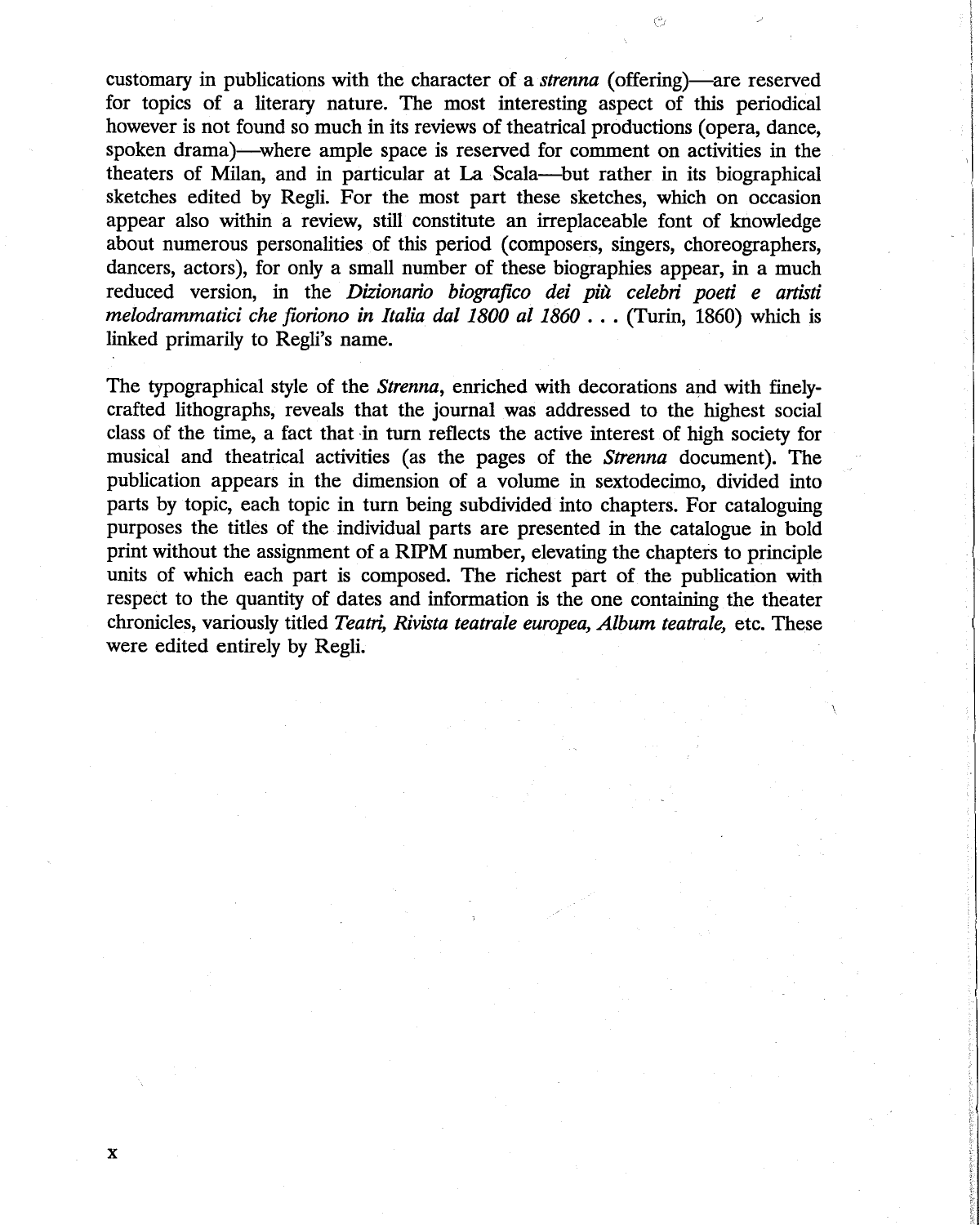customary in publications with the character of a *strenna* (offering)—are reserved for topics of a literary nature. The most interesting aspect of this periodical however is not found so much in its reviews of theatrical productions (opera, dance, spoken drama)—where ample space is reserved for comment on activities in the theaters of Milan, and in particular at La Scala—but rather in its biographical sketches edited by Regli. For the most part these sketches, which on occasion appear also within a review, still constitute an irreplaceable font of knowledge about numerous personalities of this period (composers, singers, choreographers, dancers, actors), for only a small number of these biographies appear, in a much reduced version, in the *Dizionario biografico dei più celebri poeti e artisti melodrammatici che fioriono in Italia dal 1800 al 1860 . . .* (Turin, 1860) which is linked primarily to Regli's name.

The typographical style of the *Strenna*, enriched with decorations and with finely-crafted lithographs, reveals that the journal was addressed to the highest social class of the time, a fact that in turn reflects the active interest of high society for musical and theatrical activities (as the pages of the *Strenna* document). The publication appears in the dimension of a volume in sextodecimo, divided into parts by topic, each topic in turn being subdivided into chapters. For cataloguing purposes the titles of the individual parts are presented in the catalogue in bold print without the assignment of a RIPM number, elevating the chapters to principle units of which each part is composed. The richest part of the publication with respect to the quantity of dates and information is the one containing the theater chronicles, variously titled *Teatri, Rivista teatrale europea, Album teatrale,* etc. These were edited entirely by Regli.